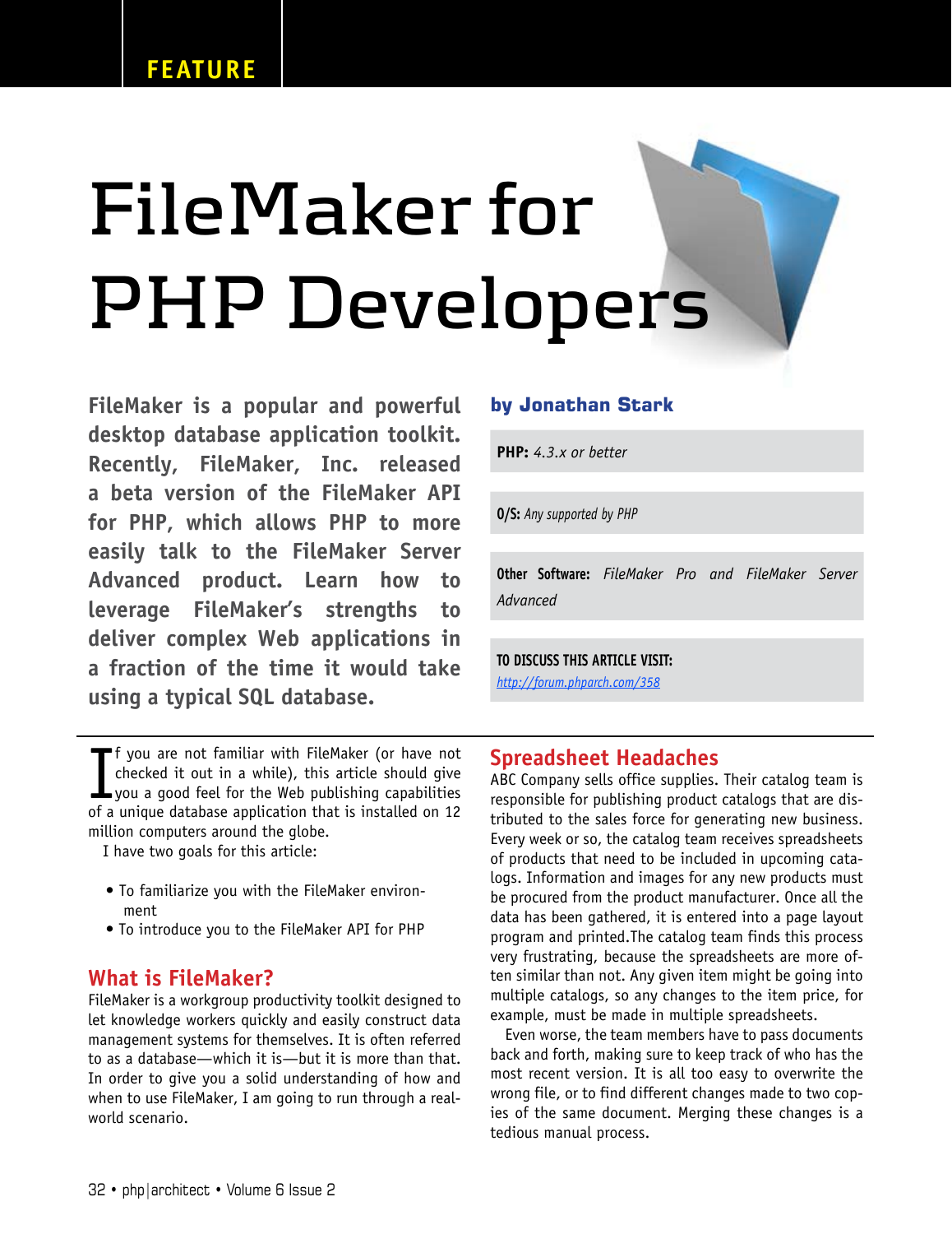FEATURE

# FileMaker for PHP Developers

**FileMaker is a popular and powerful desktop database application toolkit. Recently, FileMaker, Inc. released a beta version of the FileMaker API for PHP, which allows PHP to more easily talk to the FileMaker Server Advanced product. Learn how to leverage FileMaker's strengths to deliver complex Web applications in a fraction of the time it would take using a typical SQL database.**

**by Jonathan Stark**

**PHP:** *4.3.x or better*

**O/S:** *Any supported by PHP*

**Other Software:** *FileMaker Pro and FileMaker Server Advanced*

**TO DISCUSS THIS ARTICLE VISIT:**
http://forum.phparch.com/358

If you are not familiar with FileMaker (or have not checked it out in a while), this article should give you a good feel for the Web publishing capabilities of a unique database application that is installed on 12 million computers around the globe.

I have two goals for this article:

- To familiarize you with the FileMaker environment
- To introduce you to the FileMaker API for PHP

## What is FileMaker?

FileMaker is a workgroup productivity toolkit designed to let knowledge workers quickly and easily construct data management systems for themselves. It is often referred to as a database—which it is—but it is more than that. In order to give you a solid understanding of how and when to use FileMaker, I am going to run through a real-world scenario.

## Spreadsheet Headaches

ABC Company sells office supplies. Their catalog team is responsible for publishing product catalogs that are distributed to the sales force for generating new business. Every week or so, the catalog team receives spreadsheets of products that need to be included in upcoming catalogs. Information and images for any new products must be procured from the product manufacturer. Once all the data has been gathered, it is entered into a page layout program and printed.The catalog team finds this process very frustrating, because the spreadsheets are more often similar than not. Any given item might be going into multiple catalogs, so any changes to the item price, for example, must be made in multiple spreadsheets.

Even worse, the team members have to pass documents back and forth, making sure to keep track of who has the most recent version. It is all too easy to overwrite the wrong file, or to find different changes made to two copies of the same document. Merging these changes is a tedious manual process.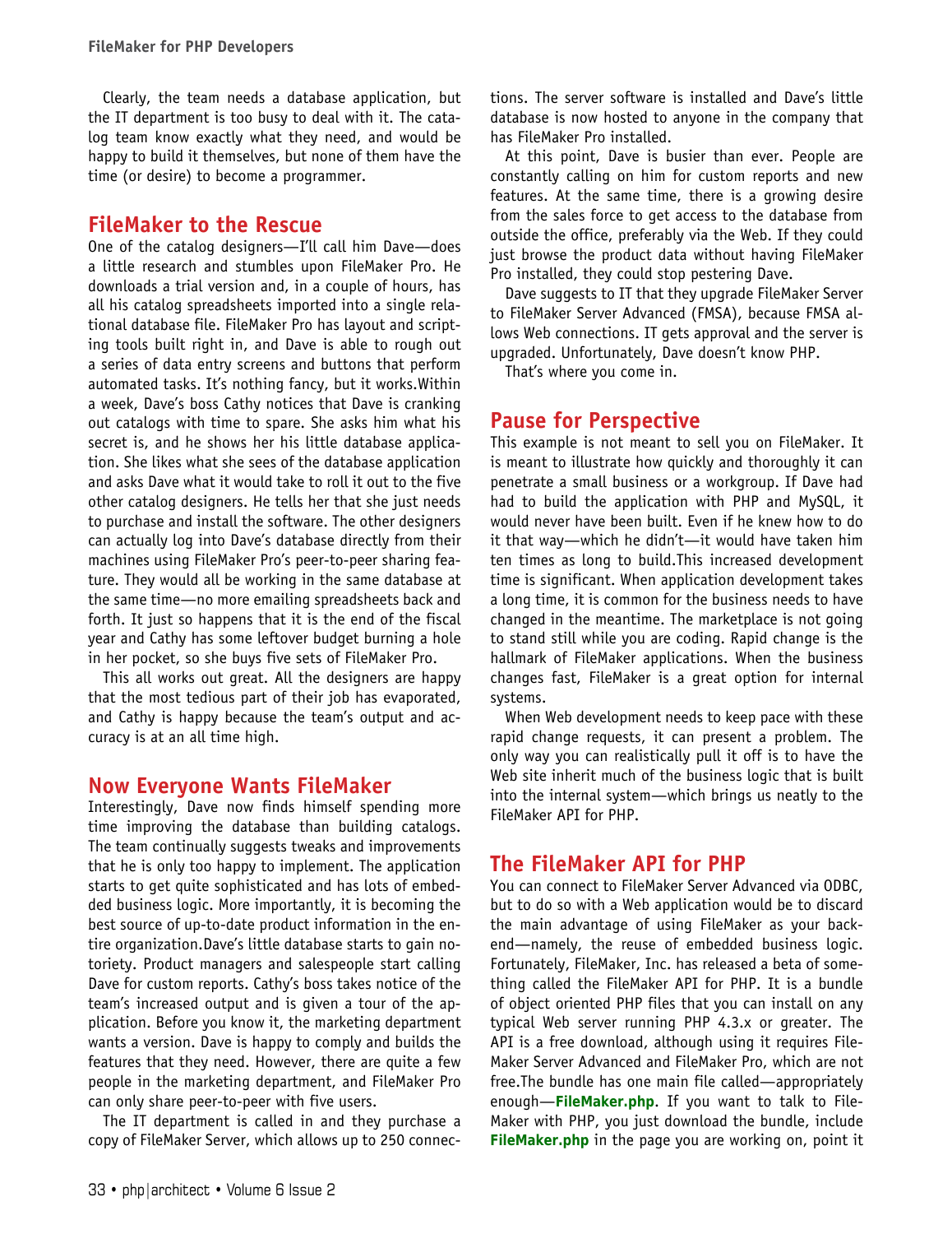Clearly, the team needs a database application, but the IT department is too busy to deal with it. The catalog team know exactly what they need, and would be happy to build it themselves, but none of them have the time (or desire) to become a programmer.

## FileMaker to the Rescue

One of the catalog designers—I'll call him Dave—does a little research and stumbles upon FileMaker Pro. He downloads a trial version and, in a couple of hours, has all his catalog spreadsheets imported into a single relational database file. FileMaker Pro has layout and scripting tools built right in, and Dave is able to rough out a series of data entry screens and buttons that perform automated tasks. It's nothing fancy, but it works.Within a week, Dave's boss Cathy notices that Dave is cranking out catalogs with time to spare. She asks him what his secret is, and he shows her his little database application. She likes what she sees of the database application and asks Dave what it would take to roll it out to the five other catalog designers. He tells her that she just needs to purchase and install the software. The other designers can actually log into Dave's database directly from their machines using FileMaker Pro's peer-to-peer sharing feature. They would all be working in the same database at the same time—no more emailing spreadsheets back and forth. It just so happens that it is the end of the fiscal year and Cathy has some leftover budget burning a hole in her pocket, so she buys five sets of FileMaker Pro.

This all works out great. All the designers are happy that the most tedious part of their job has evaporated, and Cathy is happy because the team's output and accuracy is at an all time high.

## Now Everyone Wants FileMaker

Interestingly, Dave now finds himself spending more time improving the database than building catalogs. The team continually suggests tweaks and improvements that he is only too happy to implement. The application starts to get quite sophisticated and has lots of embedded business logic. More importantly, it is becoming the best source of up-to-date product information in the entire organization.Dave's little database starts to gain notoriety. Product managers and salespeople start calling Dave for custom reports. Cathy's boss takes notice of the team's increased output and is given a tour of the application. Before you know it, the marketing department wants a version. Dave is happy to comply and builds the features that they need. However, there are quite a few people in the marketing department, and FileMaker Pro can only share peer-to-peer with five users.

The IT department is called in and they purchase a copy of FileMaker Server, which allows up to 250 connections. The server software is installed and Dave's little database is now hosted to anyone in the company that has FileMaker Pro installed.

At this point, Dave is busier than ever. People are constantly calling on him for custom reports and new features. At the same time, there is a growing desire from the sales force to get access to the database from outside the office, preferably via the Web. If they could just browse the product data without having FileMaker Pro installed, they could stop pestering Dave.

Dave suggests to IT that they upgrade FileMaker Server to FileMaker Server Advanced (FMSA), because FMSA allows Web connections. IT gets approval and the server is upgraded. Unfortunately, Dave doesn't know PHP.

That's where you come in.

## Pause for Perspective

This example is not meant to sell you on FileMaker. It is meant to illustrate how quickly and thoroughly it can penetrate a small business or a workgroup. If Dave had had to build the application with PHP and MySQL, it would never have been built. Even if he knew how to do it that way—which he didn't—it would have taken him ten times as long to build.This increased development time is significant. When application development takes a long time, it is common for the business needs to have changed in the meantime. The marketplace is not going to stand still while you are coding. Rapid change is the hallmark of FileMaker applications. When the business changes fast, FileMaker is a great option for internal systems.

When Web development needs to keep pace with these rapid change requests, it can present a problem. The only way you can realistically pull it off is to have the Web site inherit much of the business logic that is built into the internal system—which brings us neatly to the FileMaker API for PHP.

## The FileMaker API for PHP

You can connect to FileMaker Server Advanced via ODBC, but to do so with a Web application would be to discard the main advantage of using FileMaker as your backend—namely, the reuse of embedded business logic. Fortunately, FileMaker, Inc. has released a beta of something called the FileMaker API for PHP. It is a bundle of object oriented PHP files that you can install on any typical Web server running PHP 4.3.x or greater. The API is a free download, although using it requires FileMaker Server Advanced and FileMaker Pro, which are not free.The bundle has one main file called—appropriately enough—**FileMaker.php**. If you want to talk to FileMaker with PHP, you just download the bundle, include **FileMaker.php** in the page you are working on, point it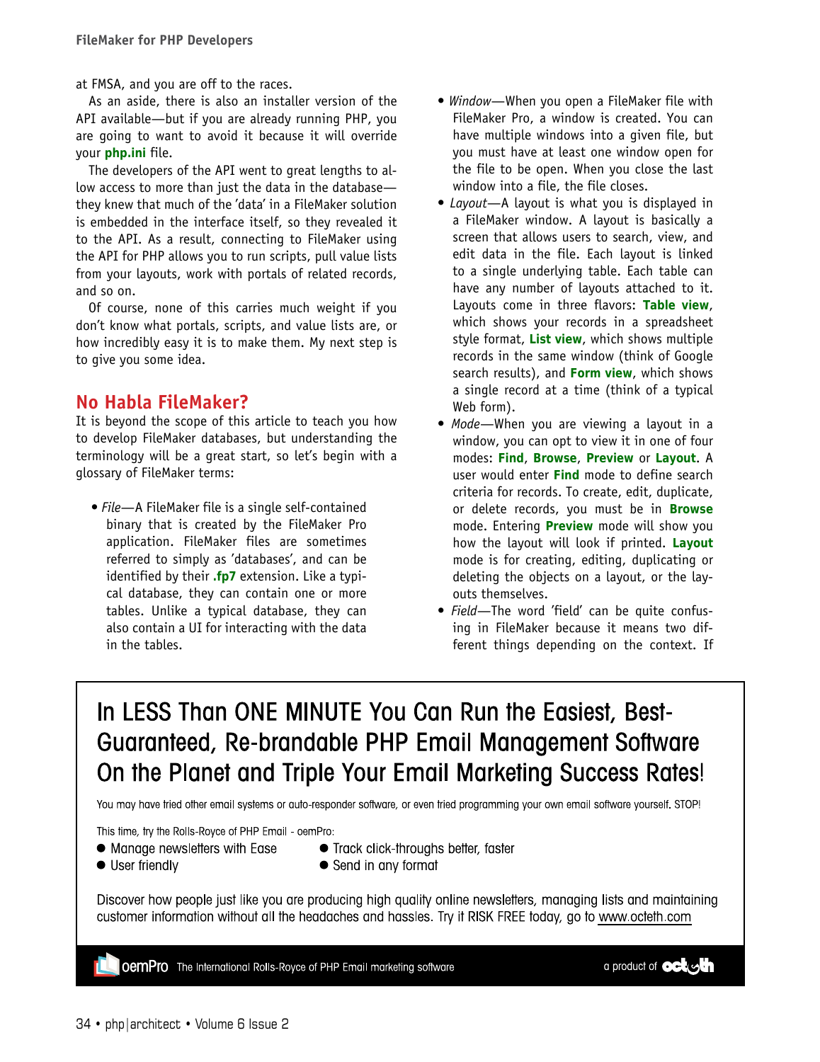at FMSA, and you are off to the races.

As an aside, there is also an installer version of the API available—but if you are already running PHP, you are going to want to avoid it because it will override your **php.ini** file.

The developers of the API went to great lengths to allow access to more than just the data in the database—they knew that much of the 'data' in a FileMaker solution is embedded in the interface itself, so they revealed it to the API. As a result, connecting to FileMaker using the API for PHP allows you to run scripts, pull value lists from your layouts, work with portals of related records, and so on.

Of course, none of this carries much weight if you don't know what portals, scripts, and value lists are, or how incredibly easy it is to make them. My next step is to give you some idea.

## No Habla FileMaker?

It is beyond the scope of this article to teach you how to develop FileMaker databases, but understanding the terminology will be a great start, so let's begin with a glossary of FileMaker terms:

- *File*—A FileMaker file is a single self-contained binary that is created by the FileMaker Pro application. FileMaker files are sometimes referred to as simply as 'databases', and can be identified by their **.fp7** extension. Like a typical database, they can contain one or more tables. Unlike a typical database, they can also contain a UI for interacting with the data in the tables.
- *Window*—When you open a FileMaker file with FileMaker Pro, a window is created. You can have multiple windows into a given file, but you must have at least one window open for the file to be open. When you close the last window into a file, the file closes.
- *Layout*—A layout is what you is displayed in a FileMaker window. A layout is basically a screen that allows users to search, view, and edit data in the file. Each layout is linked to a single underlying table. Each table can have any number of layouts attached to it. Layouts come in three flavors: **Table view**, which shows your records in a spreadsheet style format, **List view**, which shows multiple records in the same window (think of Google search results), and **Form view**, which shows a single record at a time (think of a typical Web form).
- *Mode*—When you are viewing a layout in a window, you can opt to view it in one of four modes: **Find**, **Browse**, **Preview** or **Layout**. A user would enter **Find** mode to define search criteria for records. To create, edit, duplicate, or delete records, you must be in **Browse** mode. Entering **Preview** mode will show you how the layout will look if printed. **Layout** mode is for creating, editing, duplicating or deleting the objects on a layout, or the layouts themselves.
- *Field*—The word 'field' can be quite confusing in FileMaker because it means two different things depending on the context. If

## In LESS Than ONE MINUTE You Can Run the Easiest, Best-Guaranteed, Re-brandable PHP Email Management Software On the Planet and Triple Your Email Marketing Success Rates!

You may have tried other email systems or auto-responder software, or even tried programming your own email software yourself. STOP!

This time, try the Rolls-Royce of PHP Email - oemPro:

- Manage newsletters with Ease
- User friendly
- Track click-throughs better, faster
- Send in any format

Discover how people just like you are producing high quality online newsletters, managing lists and maintaining customer information without all the headaches and hassles. Try it RISK FREE today, go to www.octeth.com

oemPro The International Rolls-Royce of PHP Email marketing software — a product of octeth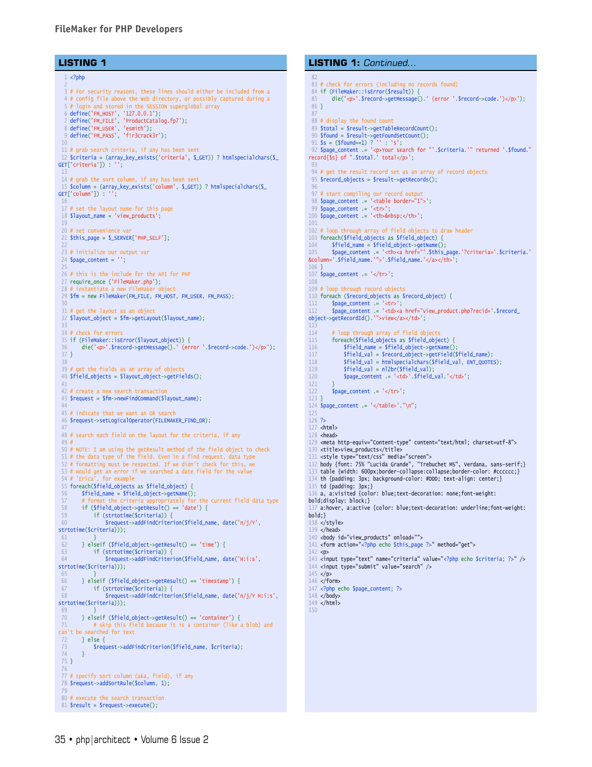## LISTING 1

```php
<?php

# For security reasons, these lines should either be included from a
# config file above the web directory, or possibly captured during a
# login and stored in the SESSION superglobal array
define('FM_HOST', '127.0.0.1');
define('FM_FILE', 'ProductCatalog.fp7');
define('FM_USER', 'esmith');
define('FM_PASS', 'f!r3crack3r');

# grab search criteria, if any has been sent
$criteria = (array_key_exists('criteria', $_GET)) ? htmlspecialchars($_GET['criteria']) : '';

# grab the sort column, if any has been sent
$column = (array_key_exists('column', $_GET)) ? htmlspecialchars($_GET['column']) : '';

# set the layout name for this page
$layout_name = 'view_products';

# set convenience var
$this_page = $_SERVER['PHP_SELF'];

# initialize our output var
$page_content = '';

# this is the include for the API for PHP
require_once ('FileMaker.php');
# instantiate a new FileMaker object
$fm = new FileMaker(FM_FILE, FM_HOST, FM_USER, FM_PASS);

# get the layout as an object
$layout_object = $fm->getLayout($layout_name);

# check for errors
if (FileMaker::isError($layout_object)) {
    die('<p>'.$record->getMessage().' (error '.$record->code.')</p>');
}

# get the fields as an array of objects
$field_objects = $layout_object->getFields();

# create a new search transaction
$request = $fm->newFindCommand($layout_name);

# indicate that we want an OR search
$request->setLogicalOperator(FILEMAKER_FIND_OR);

# search each field on the layout for the criteria, if any
#
# NOTE: I am using the getResult method of the field object to check
# the data type of the field. Even in a find request, data type
# formatting must be respected. If we didn't check for this, we
# would get an error if we searched a date field for the value
# 'Erica', for example
foreach($field_objects as $field_object) {
    $field_name = $field_object->getName();
    # format the criteria appropriately for the current field data type
    if ($field_object->getResult() == 'date') {
        if (strtotime($criteria)) {
            $request->addFindCriterion($field_name, date('n/j/Y', strtotime($criteria)));
        }
    } elseif ($field_object->getResult() == 'time') {
        if (strtotime($criteria)) {
            $request->addFindCriterion($field_name, date('H:i:s', strtotime($criteria)));
        }
    } elseif ($field_object->getResult() == 'timestamp') {
        if (strtotime($criteria)) {
            $request->addFindCriterion($field_name, date('n/j/Y H:i:s', strtotime($criteria)));
        }
    } elseif ($field_object->getResult() == 'container') {
        # skip this field because it is a container (like a blob) and can't be searched for text
    } else {
        $request->addFindCriterion($field_name, $criteria);
    }
}

# specify sort column (aka, field), if any
$request->addSortRule($column, 1);

# execute the search transaction
$result = $request->execute();

# check for errors (including no records found)
if (FileMaker::isError($result)) {
    die('<p>'.$record->getMessage().' (error '.$record->code.')</p>');
}

# display the found count
$total = $result->getTableRecordCount();
$found = $result->getFoundSetCount();
$s = ($found==1) ? '' : 's';
$page_content .= '<p>Your search for "'.$criteria.'" returned '.$found." record{$s} of ".$total.' total</p>';

# get the result record set as an array of record objects
$record_objects = $result->getRecords();

# start compiling our record output
$page_content .= '<table border="1">';
$page_content .= '<tr>';
$page_content .= '<th>&nbsp;</th>';

# loop through array of field objects to draw header
foreach($field_objects as $field_object) {
    $field_name = $field_object->getName();
    $page_content .= '<th><a href="'.$this_page.'?criteria='.$criteria.'&column='.$field_name.'">'.$field_name.'</a></th>';
}
$page_content .= '</tr>';

# loop through record objects
foreach ($record_objects as $record_object) {
    $page_content .= '<tr>';
    $page_content .= '<td><a href="view_product.php?recid='.$record_object->getRecordId().'">view</a></td>';

    # loop through array of field objects
    foreach($field_objects as $field_object) {
        $field_name = $field_object->getName();
        $field_val = $record_object->getField($field_name);
        $field_val = htmlspecialchars($field_val, ENT_QUOTES);
        $field_val = nl2br($field_val);
        $page_content .= '<td>'.$field_val.'</td>';
    }
    $page_content .= '</tr>';
}
$page_content .= '</table>'."\n";

?>
<html>
<head>
<meta http-equiv="Content-type" content="text/html; charset=utf-8">
<title>view_products</title>
<style type="text/css" media="screen">
body {font: 75% "Lucida Grande", "Trebuchet MS", Verdana, sans-serif;}
table {width: 600px;border-collapse:collapse;border-color: #cccccc;}
th {padding: 3px; background-color: #DDD; text-align: center;}
td {padding: 3px;}
a, a:visited {color: blue;text-decoration: none;font-weight: bold;display: block;}
a:hover, a:active {color: blue;text-decoration: underline;font-weight: bold;}
</style>
</head>
<body id="view_products" onload="">
<form action="<?php echo $this_page ?>" method="get">
<p>
<input type="text" name="criteria" value="<?php echo $criteria; ?>" />
<input type="submit" value="search" />
</p>
</form>
<?php echo $page_content; ?>
</body>
</html>
```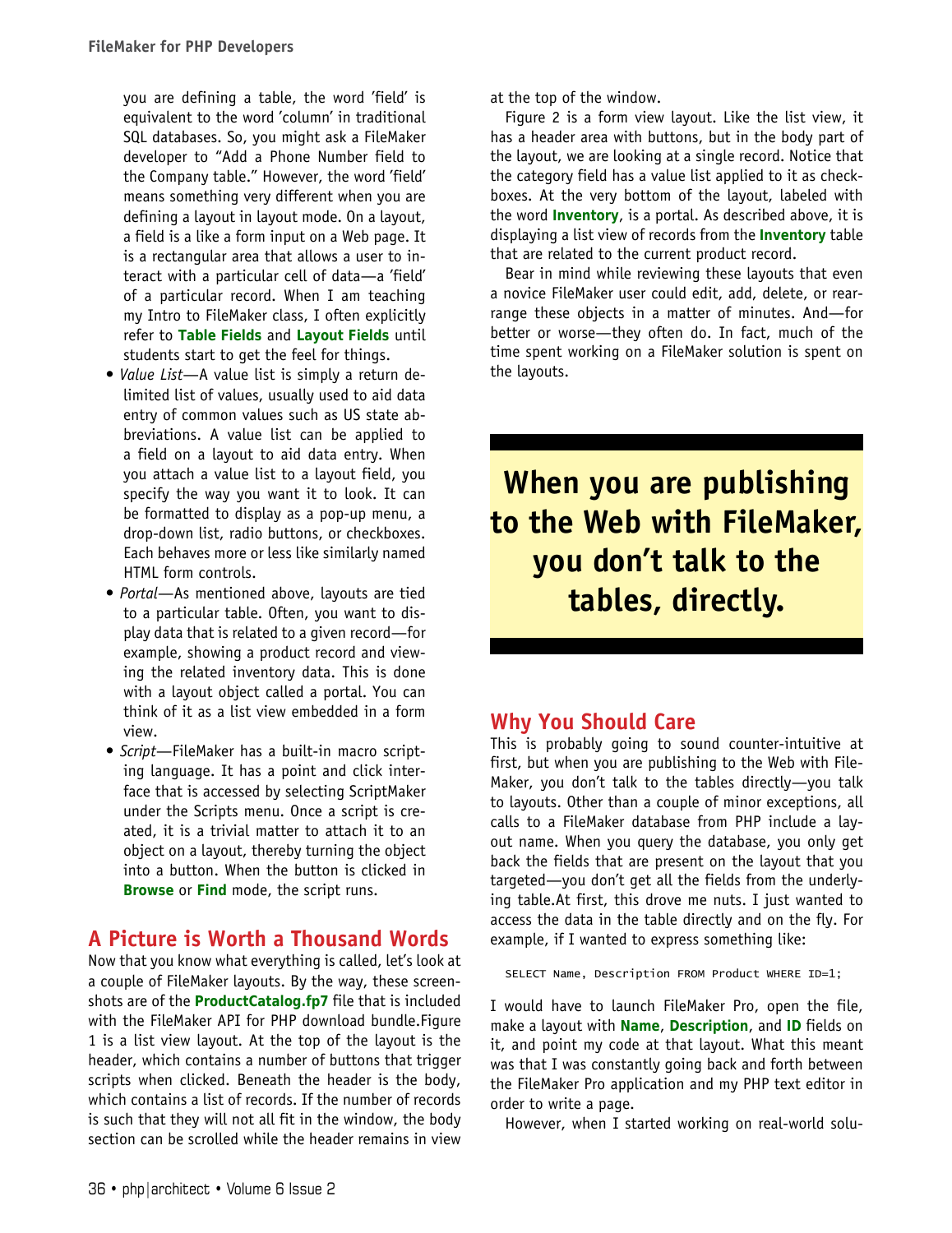you are defining a table, the word 'field' is equivalent to the word 'column' in traditional SQL databases. So, you might ask a FileMaker developer to "Add a Phone Number field to the Company table." However, the word 'field' means something very different when you are defining a layout in layout mode. On a layout, a field is a like a form input on a Web page. It is a rectangular area that allows a user to interact with a particular cell of data—a 'field' of a particular record. When I am teaching my Intro to FileMaker class, I often explicitly refer to **Table Fields** and **Layout Fields** until students start to get the feel for things.

- *Value List*—A value list is simply a return delimited list of values, usually used to aid data entry of common values such as US state abbreviations. A value list can be applied to a field on a layout to aid data entry. When you attach a value list to a layout field, you specify the way you want it to look. It can be formatted to display as a pop-up menu, a drop-down list, radio buttons, or checkboxes. Each behaves more or less like similarly named HTML form controls.
- *Portal*—As mentioned above, layouts are tied to a particular table. Often, you want to display data that is related to a given record—for example, showing a product record and viewing the related inventory data. This is done with a layout object called a portal. You can think of it as a list view embedded in a form view.
- *Script*—FileMaker has a built-in macro scripting language. It has a point and click interface that is accessed by selecting ScriptMaker under the Scripts menu. Once a script is created, it is a trivial matter to attach it to an object on a layout, thereby turning the object into a button. When the button is clicked in **Browse** or **Find** mode, the script runs.

## A Picture is Worth a Thousand Words

Now that you know what everything is called, let's look at a couple of FileMaker layouts. By the way, these screenshots are of the **ProductCatalog.fp7** file that is included with the FileMaker API for PHP download bundle.Figure 1 is a list view layout. At the top of the layout is the header, which contains a number of buttons that trigger scripts when clicked. Beneath the header is the body, which contains a list of records. If the number of records is such that they will not all fit in the window, the body section can be scrolled while the header remains in view at the top of the window.

Figure 2 is a form view layout. Like the list view, it has a header area with buttons, but in the body part of the layout, we are looking at a single record. Notice that the category field has a value list applied to it as checkboxes. At the very bottom of the layout, labeled with the word **Inventory**, is a portal. As described above, it is displaying a list view of records from the **Inventory** table that are related to the current product record.

Bear in mind while reviewing these layouts that even a novice FileMaker user could edit, add, delete, or rearrange these objects in a matter of minutes. And—for better or worse—they often do. In fact, much of the time spent working on a FileMaker solution is spent on the layouts.

> **When you are publishing to the Web with FileMaker, you don't talk to the tables, directly.**

## Why You Should Care

This is probably going to sound counter-intuitive at first, but when you are publishing to the Web with FileMaker, you don't talk to the tables directly—you talk to layouts. Other than a couple of minor exceptions, all calls to a FileMaker database from PHP include a layout name. When you query the database, you only get back the fields that are present on the layout that you targeted—you don't get all the fields from the underlying table.At first, this drove me nuts. I just wanted to access the data in the table directly and on the fly. For example, if I wanted to express something like:

```
SELECT Name, Description FROM Product WHERE ID=1;
```

I would have to launch FileMaker Pro, open the file, make a layout with **Name**, **Description**, and **ID** fields on it, and point my code at that layout. What this meant was that I was constantly going back and forth between the FileMaker Pro application and my PHP text editor in order to write a page.

However, when I started working on real-world solu-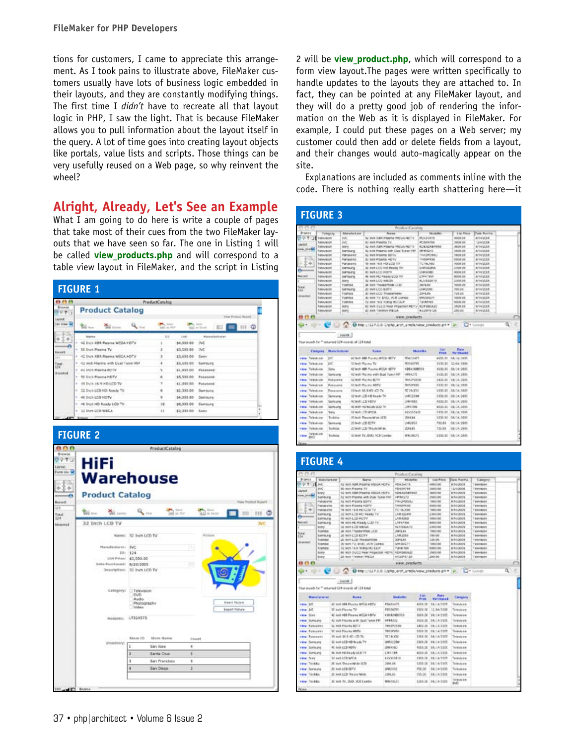tions for customers, I came to appreciate this arrangement. As I took pains to illustrate above, FileMaker customers usually have lots of business logic embedded in their layouts, and they are constantly modifying things. The first time I *didn't* have to recreate all that layout logic in PHP, I saw the light. That is because FileMaker allows you to pull information about the layout itself in the query. A lot of time goes into creating layout objects like portals, value lists and scripts. Those things can be very usefully reused on a Web page, so why reinvent the wheel?

## Alright, Already, Let's See an Example

What I am going to do here is write a couple of pages that take most of their cues from the two FileMaker layouts that we have seen so far. The one in Listing 1 will be called **view_products.php** and will correspond to a table view layout in FileMaker, and the script in Listing 2 will be **view_product.php**, which will correspond to a form view layout.The pages were written specifically to handle updates to the layouts they are attached to. In fact, they can be pointed at any FileMaker layout, and they will do a pretty good job of rendering the information on the Web as it is displayed in FileMaker. For example, I could put these pages on a Web server; my customer could then add or delete fields from a layout, and their changes would auto-magically appear on the site.

Explanations are included as comments inline with the code. There is nothing really earth shattering here—it

**FIGURE 1**

**FIGURE 2**

**FIGURE 3**

**FIGURE 4**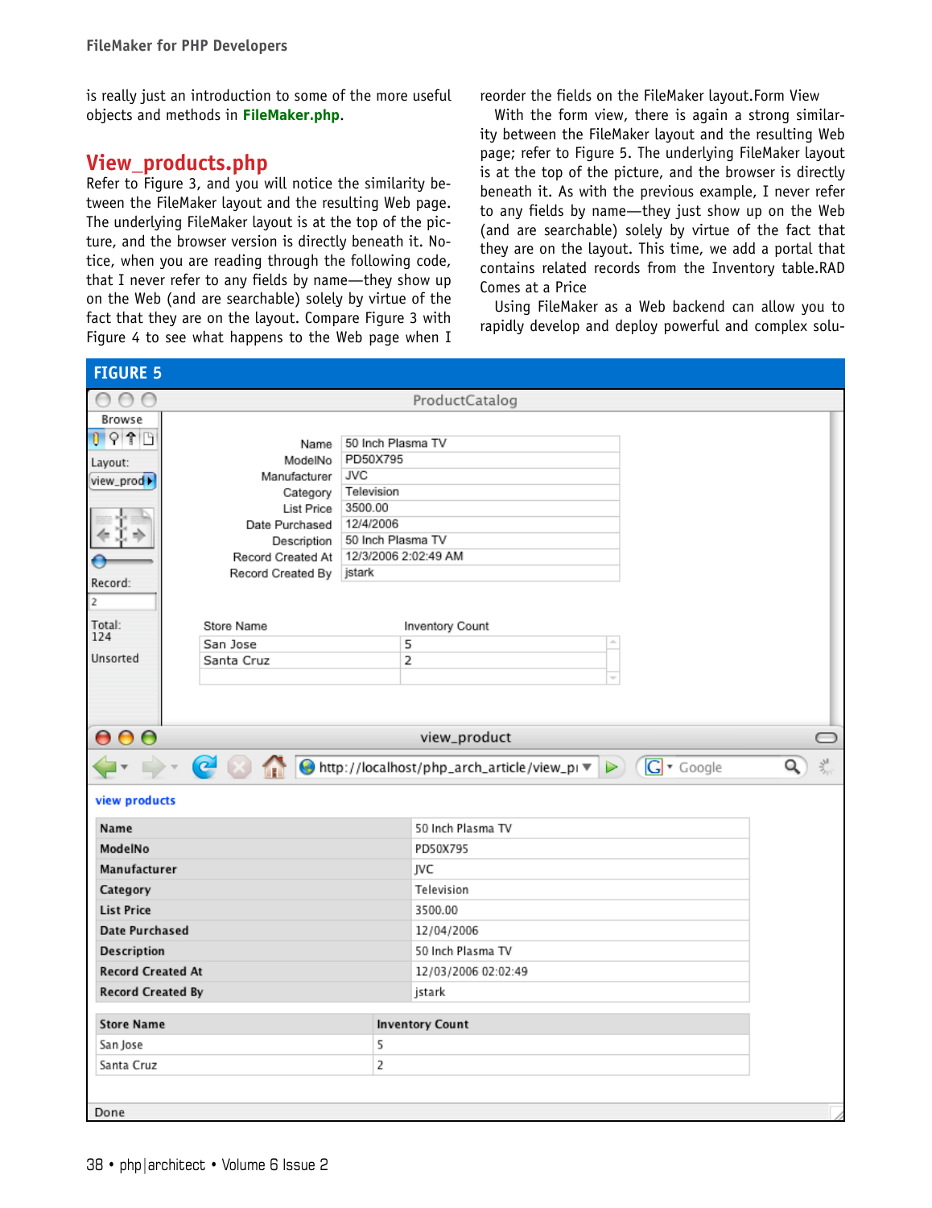is really just an introduction to some of the more useful objects and methods in **FileMaker.php**.

## View_products.php

Refer to Figure 3, and you will notice the similarity between the FileMaker layout and the resulting Web page. The underlying FileMaker layout is at the top of the picture, and the browser version is directly beneath it. Notice, when you are reading through the following code, that I never refer to any fields by name—they show up on the Web (and are searchable) solely by virtue of the fact that they are on the layout. Compare Figure 3 with Figure 4 to see what happens to the Web page when I reorder the fields on the FileMaker layout.Form View

With the form view, there is again a strong similarity between the FileMaker layout and the resulting Web page; refer to Figure 5. The underlying FileMaker layout is at the top of the picture, and the browser is directly beneath it. As with the previous example, I never refer to any fields by name—they just show up on the Web (and are searchable) solely by virtue of the fact that they are on the layout. This time, we add a portal that contains related records from the Inventory table.RAD Comes at a Price

Using FileMaker as a Web backend can allow you to rapidly develop and deploy powerful and complex solu-

**FIGURE 5**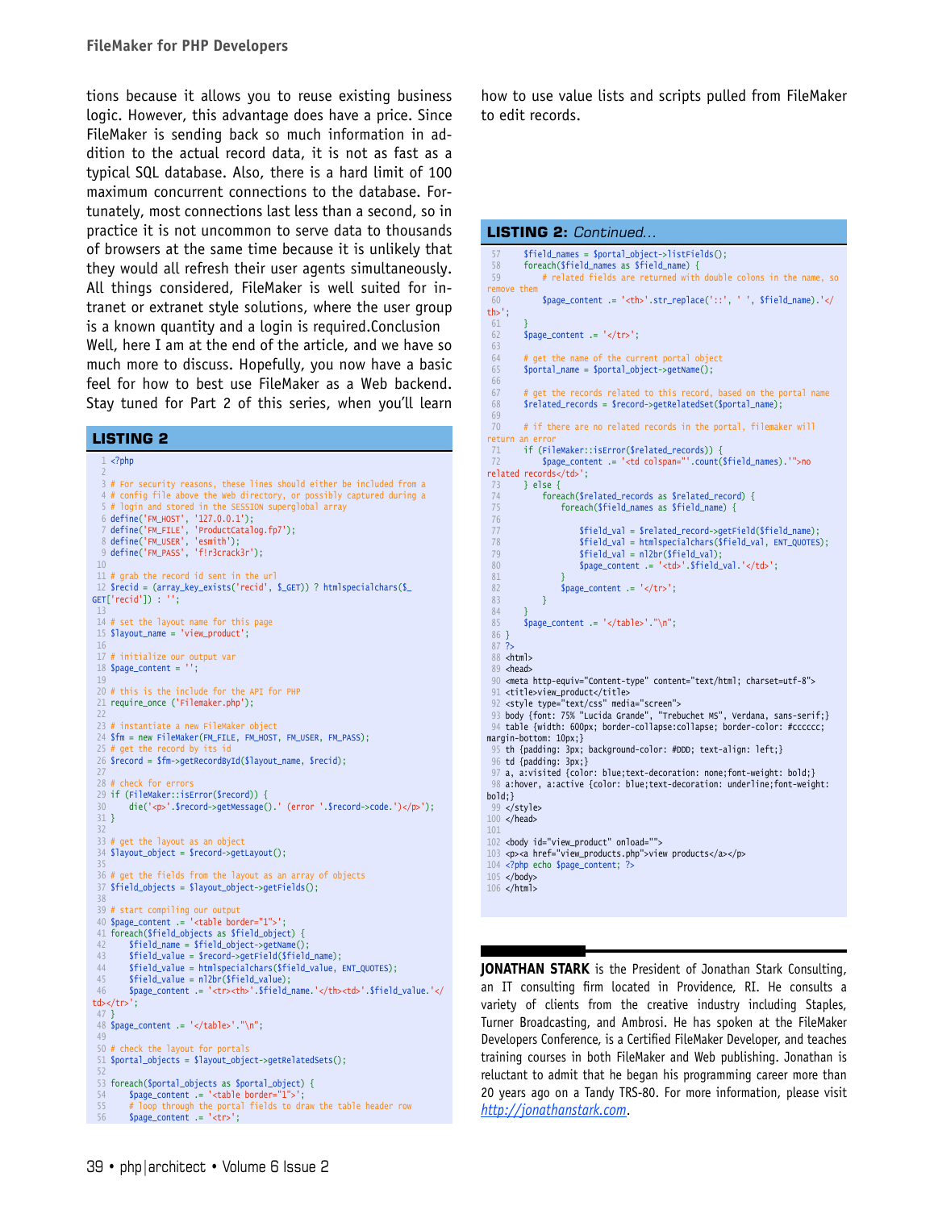tions because it allows you to reuse existing business logic. However, this advantage does have a price. Since FileMaker is sending back so much information in addition to the actual record data, it is not as fast as a typical SQL database. Also, there is a hard limit of 100 maximum concurrent connections to the database. Fortunately, most connections last less than a second, so in practice it is not uncommon to serve data to thousands of browsers at the same time because it is unlikely that they would all refresh their user agents simultaneously. All things considered, FileMaker is well suited for intranet or extranet style solutions, where the user group is a known quantity and a login is required.Conclusion

Well, here I am at the end of the article, and we have so much more to discuss. Hopefully, you now have a basic feel for how to best use FileMaker as a Web backend. Stay tuned for Part 2 of this series, when you'll learn how to use value lists and scripts pulled from FileMaker to edit records.

**LISTING 2**

```
1 <?php
2
3 # For security reasons, these lines should either be included from a
4 # config file above the web directory, or possibly captured during a
5 # login and stored in the SESSION superglobal array
6 define('FM_HOST', '127.0.0.1');
7 define('FM_FILE', 'ProductCatalog.fp7');
8 define('FM_USER', 'esmith');
9 define('FM_PASS', 'f!r3crack3r');
10
11 # grab the record id sent in the url
12 $recid = (array_key_exists('recid', $_GET)) ? htmlspecialchars($_
GET['recid']) : '';
13
14 # set the layout name for this page
15 $layout_name = 'view_product';
16
17 # initialize our output var
18 $page_content = '';
19
20 # this is the include for the API for PHP
21 require_once ('FileMaker.php');
22
23 # instantiate a new FileMaker object
24 $fm = new FileMaker(FM_FILE, FM_HOST, FM_USER, FM_PASS);
25 # get the record by its id
26 $record = $fm->getRecordById($layout_name, $recid);
27
28 # check for errors
29 if (FileMaker::isError($record)) {
30     die('<p>'.$record->getMessage().' (error '.$record->code.')</p>');
31 }
32
33 # get the layout as an object
34 $layout_object = $record->getLayout();
35
36 # get the fields from the layout as an array of objects
37 $field_objects = $layout_object->getFields();
38
39 # start compiling our output
40 $page_content .= '<table border="1">';
41 foreach($field_objects as $field_object) {
42     $field_name = $field_object->getName();
43     $field_value = $record->getField($field_name);
44     $field_value = htmlspecialchars($field_value, ENT_QUOTES);
45     $field_value = nl2br($field_value);
46     $page_content .= '<tr><th>'.$field_name.'</th><td>'.$field_value.'</
td></tr>';
47 }
48 $page_content .= '</table>'."\n";
49
50 # check the layout for portals
51 $portal_objects = $layout_object->getRelatedSets();
52
53 foreach($portal_objects as $portal_object) {
54     $page_content .= '<table border="1">';
55     # loop through the portal fields to draw the table header row
56     $page_content .= '<tr>';
```

**LISTING 2:** *Continued...*

```
57     $field_names = $portal_object->listFields();
58     foreach($field_names as $field_name) {
59         # related fields are returned with double colons in the name, so
remove them
60         $page_content .= '<th>'.str_replace('::', ' ', $field_name).'</
th>';
61     }
62     $page_content .= '</tr>';
63
64     # get the name of the current portal object
65     $portal_name = $portal_object->getName();
66
67     # get the records related to this record, based on the portal name
68     $related_records = $record->getRelatedSet($portal_name);
69
70     # if there are no related records in the portal, filemaker will
return an error
71     if (FileMaker::isError($related_records)) {
72         $page_content .= '<td colspan="'.count($field_names).'">no
related records</td>';
73     } else {
74         foreach($related_records as $related_record) {
75             foreach($field_names as $field_name) {
76
77                 $field_val = $related_record->getField($field_name);
78                 $field_val = htmlspecialchars($field_val, ENT_QUOTES);
79                 $field_val = nl2br($field_val);
80                 $page_content .= '<td>'.$field_val.'</td>';
81             }
82             $page_content .= '</tr>';
83         }
84     }
85     $page_content .= '</table>'."\n";
86 }
87 ?>
88 <html>
89 <head>
90 <meta http-equiv="Content-type" content="text/html; charset=utf-8">
91 <title>view_product</title>
92 <style type="text/css" media="screen">
93 body {font: 75% "Lucida Grande", "Trebuchet MS", Verdana, sans-serif;}
94 table {width: 600px; border-collapse:collapse; border-color: #cccccc;
margin-bottom: 10px;}
95 th {padding: 3px; background-color: #DDD; text-align: left;}
96 td {padding: 3px;}
97 a, a:visited {color: blue;text-decoration: none;font-weight: bold;}
98 a:hover, a:active {color: blue;text-decoration: underline;font-weight:
bold;}
99 </style>
100 </head>
101
102 <body id="view_product" onload="">
103 <p><a href="view_products.php">view products</a></p>
104 <?php echo $page_content; ?>
105 </body>
106 </html>
```

**JONATHAN STARK** is the President of Jonathan Stark Consulting, an IT consulting firm located in Providence, RI. He consults a variety of clients from the creative industry including Staples, Turner Broadcasting, and Ambrosi. He has spoken at the FileMaker Developers Conference, is a Certified FileMaker Developer, and teaches training courses in both FileMaker and Web publishing. Jonathan is reluctant to admit that he began his programming career more than 20 years ago on a Tandy TRS-80. For more information, please visit *http://jonathanstark.com*.